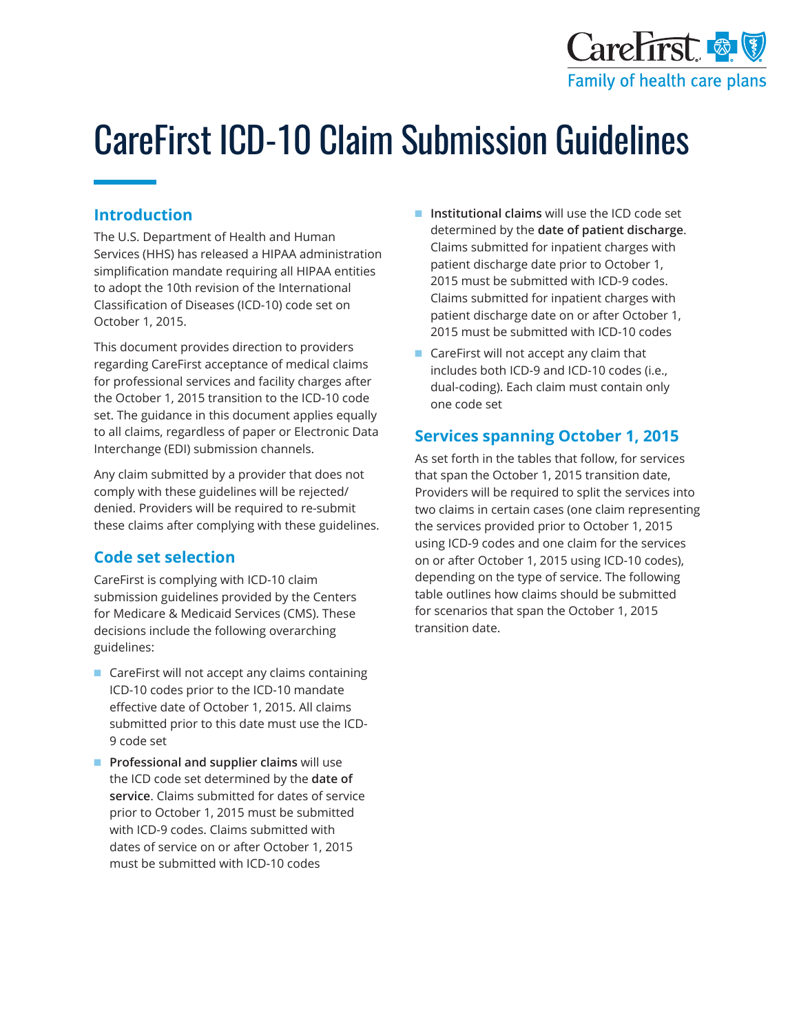# CareFirst ICD-10 Claim Submission Guidelines

## Introduction

The U.S. Department of Health and Human Services (HHS) has released a HIPAA administration simplification mandate requiring all HIPAA entities to adopt the 10th revision of the International Classification of Diseases (ICD-10) code set on October 1, 2015.

This document provides direction to providers regarding CareFirst acceptance of medical claims for professional services and facility charges after the October 1, 2015 transition to the ICD-10 code set. The guidance in this document applies equally to all claims, regardless of paper or Electronic Data Interchange (EDI) submission channels.

Any claim submitted by a provider that does not comply with these guidelines will be rejected/denied. Providers will be required to re-submit these claims after complying with these guidelines.

## Code set selection

CareFirst is complying with ICD-10 claim submission guidelines provided by the Centers for Medicare & Medicaid Services (CMS). These decisions include the following overarching guidelines:

- CareFirst will not accept any claims containing ICD-10 codes prior to the ICD-10 mandate effective date of October 1, 2015. All claims submitted prior to this date must use the ICD-9 code set
- **Professional and supplier claims** will use the ICD code set determined by the **date of service**. Claims submitted for dates of service prior to October 1, 2015 must be submitted with ICD-9 codes. Claims submitted with dates of service on or after October 1, 2015 must be submitted with ICD-10 codes
- **Institutional claims** will use the ICD code set determined by the **date of patient discharge**. Claims submitted for inpatient charges with patient discharge date prior to October 1, 2015 must be submitted with ICD-9 codes. Claims submitted for inpatient charges with patient discharge date on or after October 1, 2015 must be submitted with ICD-10 codes
- CareFirst will not accept any claim that includes both ICD-9 and ICD-10 codes (i.e., dual-coding). Each claim must contain only one code set

## Services spanning October 1, 2015

As set forth in the tables that follow, for services that span the October 1, 2015 transition date, Providers will be required to split the services into two claims in certain cases (one claim representing the services provided prior to October 1, 2015 using ICD-9 codes and one claim for the services on or after October 1, 2015 using ICD-10 codes), depending on the type of service. The following table outlines how claims should be submitted for scenarios that span the October 1, 2015 transition date.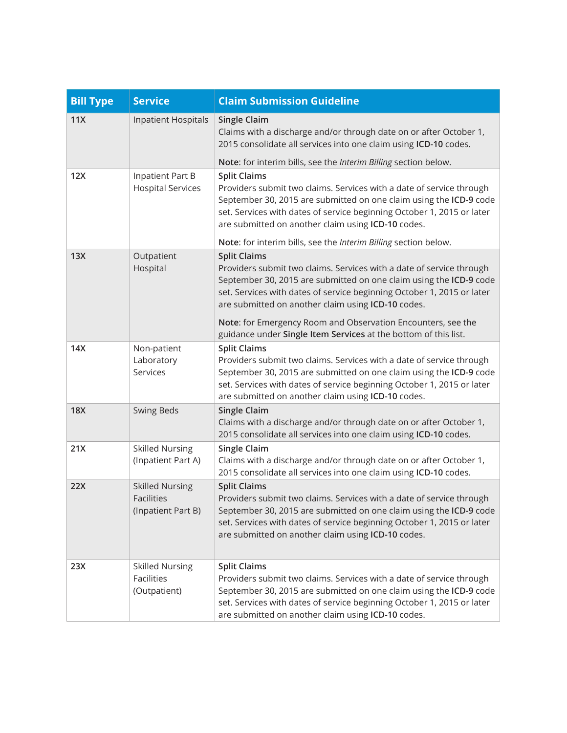| Bill Type | Service | Claim Submission Guideline |
|---|---|---|
| 11X | Inpatient Hospitals | **Single Claim**<br>Claims with a discharge and/or through date on or after October 1, 2015 consolidate all services into one claim using **ICD-10** codes.<br><br>**Note**: for interim bills, see the *Interim Billing* section below. |
| 12X | Inpatient Part B Hospital Services | **Split Claims**<br>Providers submit two claims. Services with a date of service through September 30, 2015 are submitted on one claim using the **ICD-9** code set. Services with dates of service beginning October 1, 2015 or later are submitted on another claim using **ICD-10** codes.<br><br>**Note**: for interim bills, see the *Interim Billing* section below. |
| 13X | Outpatient Hospital | **Split Claims**<br>Providers submit two claims. Services with a date of service through September 30, 2015 are submitted on one claim using the **ICD-9** code set. Services with dates of service beginning October 1, 2015 or later are submitted on another claim using **ICD-10** codes.<br><br>**Note**: for Emergency Room and Observation Encounters, see the guidance under **Single Item Services** at the bottom of this list. |
| 14X | Non-patient Laboratory Services | **Split Claims**<br>Providers submit two claims. Services with a date of service through September 30, 2015 are submitted on one claim using the **ICD-9** code set. Services with dates of service beginning October 1, 2015 or later are submitted on another claim using **ICD-10** codes. |
| 18X | Swing Beds | **Single Claim**<br>Claims with a discharge and/or through date on or after October 1, 2015 consolidate all services into one claim using **ICD-10** codes. |
| 21X | Skilled Nursing (Inpatient Part A) | **Single Claim**<br>Claims with a discharge and/or through date on or after October 1, 2015 consolidate all services into one claim using **ICD-10** codes. |
| 22X | Skilled Nursing Facilities (Inpatient Part B) | **Split Claims**<br>Providers submit two claims. Services with a date of service through September 30, 2015 are submitted on one claim using the **ICD-9** code set. Services with dates of service beginning October 1, 2015 or later are submitted on another claim using **ICD-10** codes. |
| 23X | Skilled Nursing Facilities (Outpatient) | **Split Claims**<br>Providers submit two claims. Services with a date of service through September 30, 2015 are submitted on one claim using the **ICD-9** code set. Services with dates of service beginning October 1, 2015 or later are submitted on another claim using **ICD-10** codes. |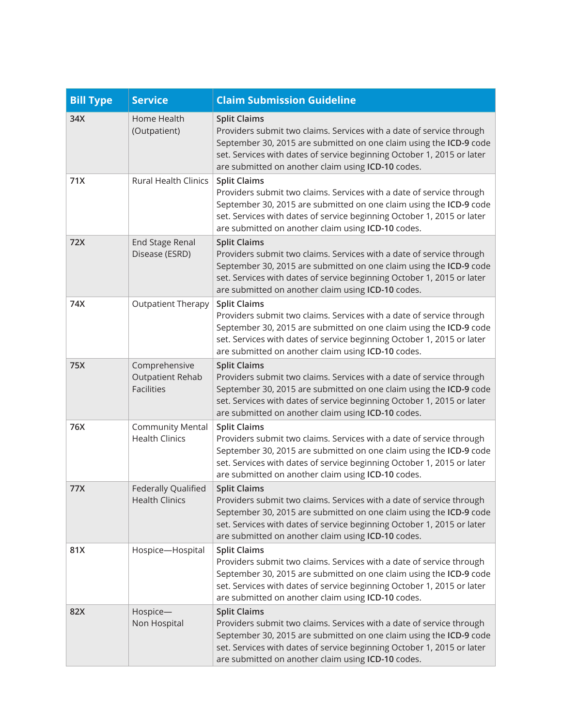| Bill Type | Service | Claim Submission Guideline |
|---|---|---|
| **34X** | Home Health (Outpatient) | Split Claims<br>Providers submit two claims. Services with a date of service through September 30, 2015 are submitted on one claim using the **ICD-9** code set. Services with dates of service beginning October 1, 2015 or later are submitted on another claim using **ICD-10** codes. |
| **71X** | Rural Health Clinics | Split Claims<br>Providers submit two claims. Services with a date of service through September 30, 2015 are submitted on one claim using the **ICD-9** code set. Services with dates of service beginning October 1, 2015 or later are submitted on another claim using **ICD-10** codes. |
| **72X** | End Stage Renal Disease (ESRD) | Split Claims<br>Providers submit two claims. Services with a date of service through September 30, 2015 are submitted on one claim using the **ICD-9** code set. Services with dates of service beginning October 1, 2015 or later are submitted on another claim using **ICD-10** codes. |
| **74X** | Outpatient Therapy | Split Claims<br>Providers submit two claims. Services with a date of service through September 30, 2015 are submitted on one claim using the **ICD-9** code set. Services with dates of service beginning October 1, 2015 or later are submitted on another claim using **ICD-10** codes. |
| **75X** | Comprehensive Outpatient Rehab Facilities | Split Claims<br>Providers submit two claims. Services with a date of service through September 30, 2015 are submitted on one claim using the **ICD-9** code set. Services with dates of service beginning October 1, 2015 or later are submitted on another claim using **ICD-10** codes. |
| **76X** | Community Mental Health Clinics | Split Claims<br>Providers submit two claims. Services with a date of service through September 30, 2015 are submitted on one claim using the **ICD-9** code set. Services with dates of service beginning October 1, 2015 or later are submitted on another claim using **ICD-10** codes. |
| **77X** | Federally Qualified Health Clinics | Split Claims<br>Providers submit two claims. Services with a date of service through September 30, 2015 are submitted on one claim using the **ICD-9** code set. Services with dates of service beginning October 1, 2015 or later are submitted on another claim using **ICD-10** codes. |
| **81X** | Hospice—Hospital | Split Claims<br>Providers submit two claims. Services with a date of service through September 30, 2015 are submitted on one claim using the **ICD-9** code set. Services with dates of service beginning October 1, 2015 or later are submitted on another claim using **ICD-10** codes. |
| **82X** | Hospice—Non Hospital | Split Claims<br>Providers submit two claims. Services with a date of service through September 30, 2015 are submitted on one claim using the **ICD-9** code set. Services with dates of service beginning October 1, 2015 or later are submitted on another claim using **ICD-10** codes. |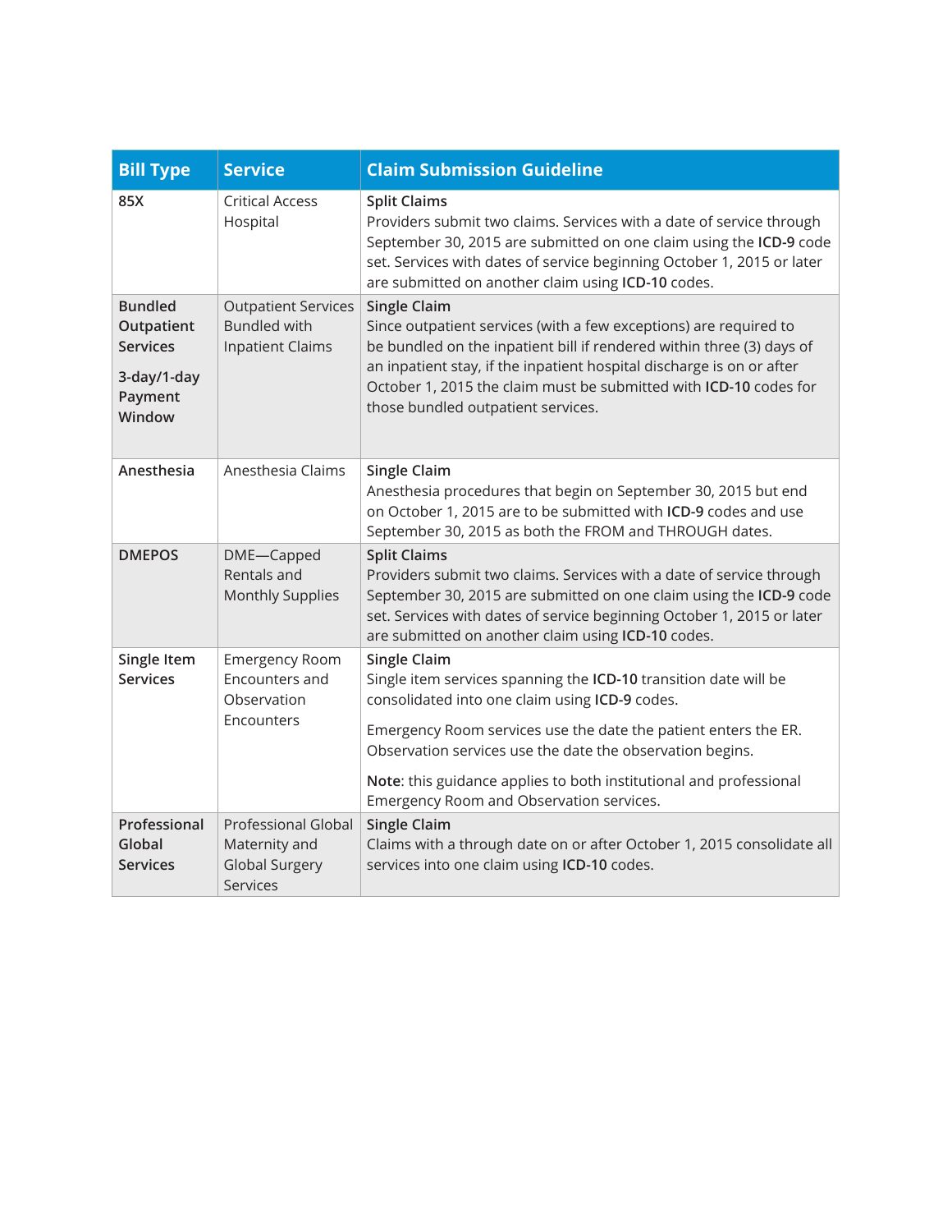| Bill Type | Service | Claim Submission Guideline |
|---|---|---|
| 85X | Critical Access Hospital | **Split Claims**<br>Providers submit two claims. Services with a date of service through September 30, 2015 are submitted on one claim using the **ICD-9** code set. Services with dates of service beginning October 1, 2015 or later are submitted on another claim using **ICD-10** codes. |
| **Bundled Outpatient Services**<br>**3-day/1-day Payment Window** | Outpatient Services Bundled with Inpatient Claims | **Single Claim**<br>Since outpatient services (with a few exceptions) are required to be bundled on the inpatient bill if rendered within three (3) days of an inpatient stay, if the inpatient hospital discharge is on or after October 1, 2015 the claim must be submitted with **ICD-10** codes for those bundled outpatient services. |
| **Anesthesia** | Anesthesia Claims | **Single Claim**<br>Anesthesia procedures that begin on September 30, 2015 but end on October 1, 2015 are to be submitted with **ICD-9** codes and use September 30, 2015 as both the FROM and THROUGH dates. |
| **DMEPOS** | DME—Capped Rentals and Monthly Supplies | **Split Claims**<br>Providers submit two claims. Services with a date of service through September 30, 2015 are submitted on one claim using the **ICD-9** code set. Services with dates of service beginning October 1, 2015 or later are submitted on another claim using **ICD-10** codes. |
| **Single Item Services** | Emergency Room Encounters and Observation Encounters | **Single Claim**<br>Single item services spanning the **ICD-10** transition date will be consolidated into one claim using **ICD-9** codes.<br>Emergency Room services use the date the patient enters the ER. Observation services use the date the observation begins.<br>**Note**: this guidance applies to both institutional and professional Emergency Room and Observation services. |
| **Professional Global Services** | Professional Global Maternity and Global Surgery Services | **Single Claim**<br>Claims with a through date on or after October 1, 2015 consolidate all services into one claim using **ICD-10** codes. |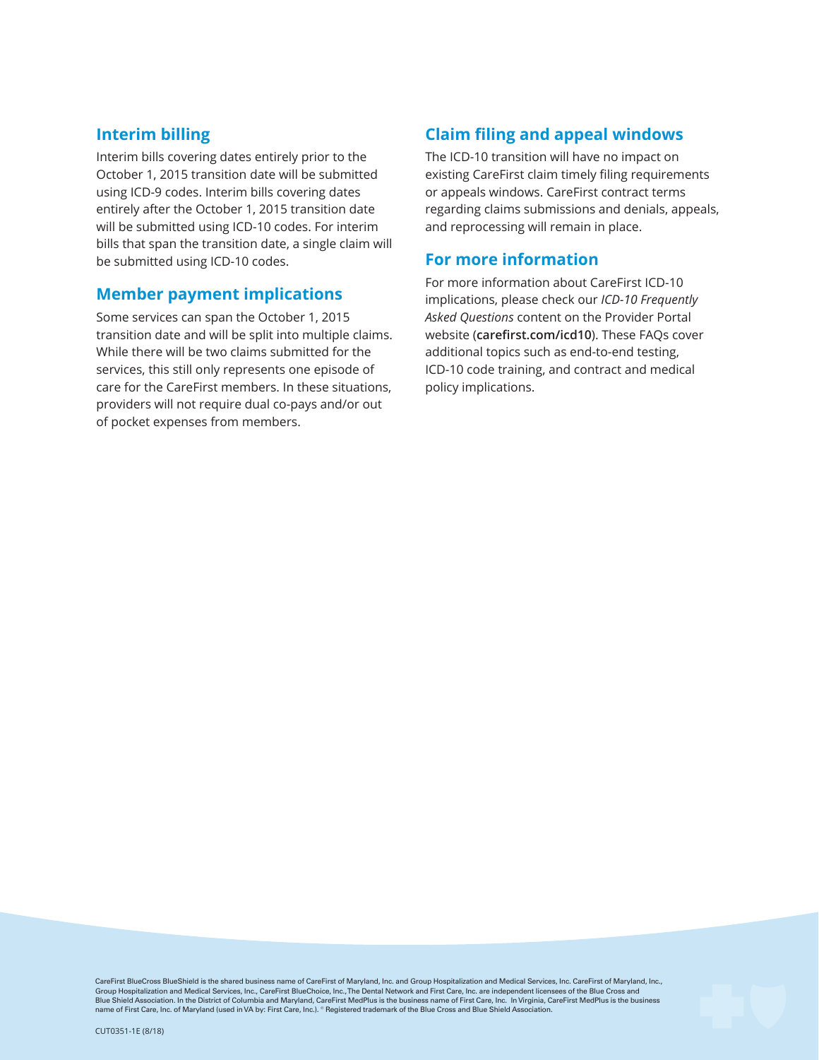## Interim billing

Interim bills covering dates entirely prior to the October 1, 2015 transition date will be submitted using ICD-9 codes. Interim bills covering dates entirely after the October 1, 2015 transition date will be submitted using ICD-10 codes. For interim bills that span the transition date, a single claim will be submitted using ICD-10 codes.

## Member payment implications

Some services can span the October 1, 2015 transition date and will be split into multiple claims. While there will be two claims submitted for the services, this still only represents one episode of care for the CareFirst members. In these situations, providers will not require dual co-pays and/or out of pocket expenses from members.

## Claim filing and appeal windows

The ICD-10 transition will have no impact on existing CareFirst claim timely filing requirements or appeals windows. CareFirst contract terms regarding claims submissions and denials, appeals, and reprocessing will remain in place.

## For more information

For more information about CareFirst ICD-10 implications, please check our *ICD-10 Frequently Asked Questions* content on the Provider Portal website (**carefirst.com/icd10**). These FAQs cover additional topics such as end-to-end testing, ICD-10 code training, and contract and medical policy implications.

CareFirst BlueCross BlueShield is the shared business name of CareFirst of Maryland, Inc. and Group Hospitalization and Medical Services, Inc. CareFirst of Maryland, Inc., Group Hospitalization and Medical Services, Inc., CareFirst BlueChoice, Inc., The Dental Network and First Care, Inc. are independent licensees of the Blue Cross and Blue Shield Association. In the District of Columbia and Maryland, CareFirst MedPlus is the business name of First Care, Inc. In Virginia, CareFirst MedPlus is the business name of First Care, Inc. of Maryland (used in VA by: First Care, Inc.). ® Registered trademark of the Blue Cross and Blue Shield Association.

CUT0351-1E (8/18)